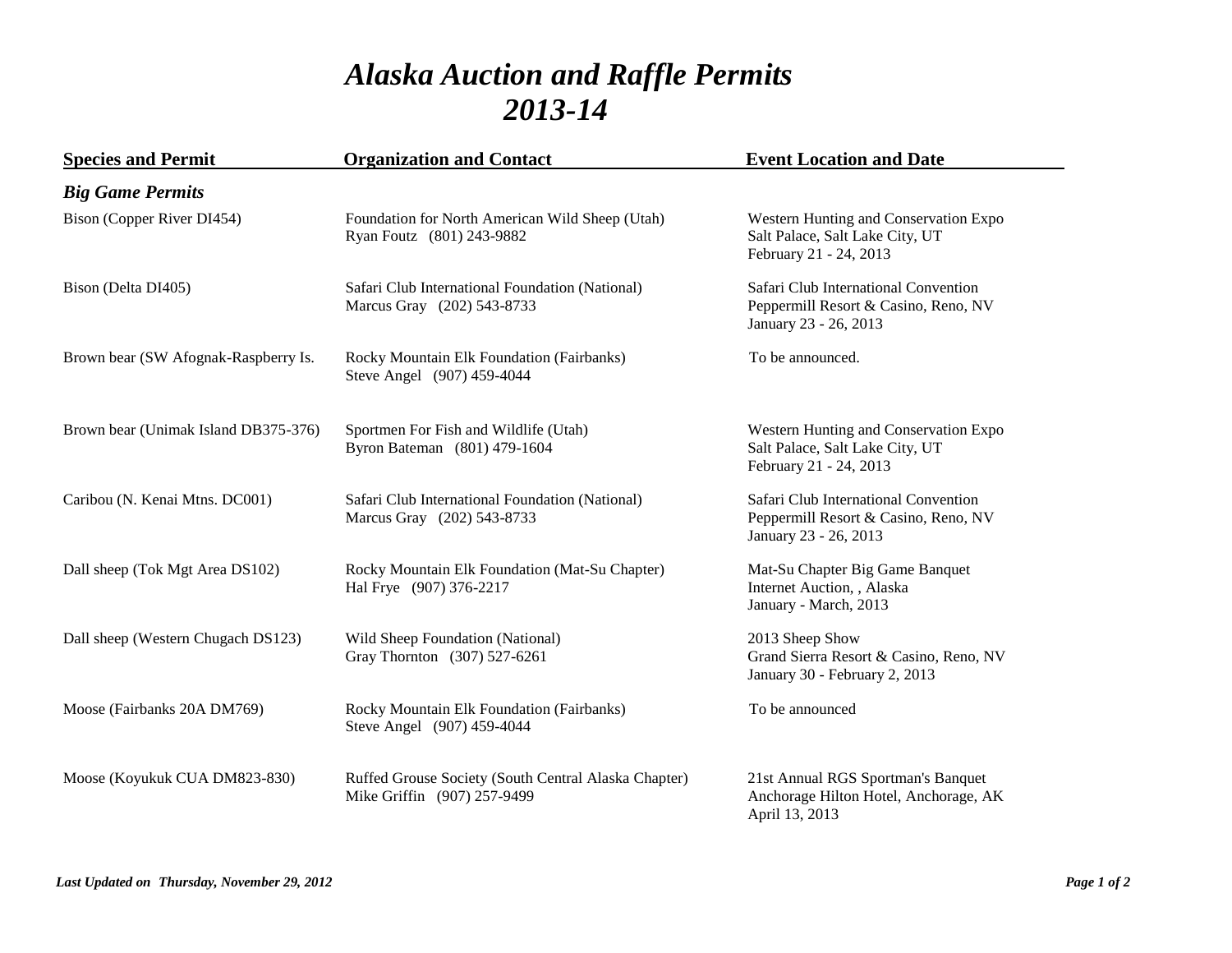# *Alaska Auction and Raffle Permits 2013-14*

| Species and Permit | Organization and Contact | Event Location and Date |
|---|---|---|
| ***Big Game Permits*** | | |
| Bison (Copper River DI454) | Foundation for North American Wild Sheep (Utah)<br>Ryan Foutz (801) 243-9882 | Western Hunting and Conservation Expo<br>Salt Palace, Salt Lake City, UT<br>February 21 - 24, 2013 |
| Bison (Delta DI405) | Safari Club International Foundation (National)<br>Marcus Gray (202) 543-8733 | Safari Club International Convention<br>Peppermill Resort & Casino, Reno, NV<br>January 23 - 26, 2013 |
| Brown bear (SW Afognak-Raspberry Is. | Rocky Mountain Elk Foundation (Fairbanks)<br>Steve Angel (907) 459-4044 | To be announced. |
| Brown bear (Unimak Island DB375-376) | Sportmen For Fish and Wildlife (Utah)<br>Byron Bateman (801) 479-1604 | Western Hunting and Conservation Expo<br>Salt Palace, Salt Lake City, UT<br>February 21 - 24, 2013 |
| Caribou (N. Kenai Mtns. DC001) | Safari Club International Foundation (National)<br>Marcus Gray (202) 543-8733 | Safari Club International Convention<br>Peppermill Resort & Casino, Reno, NV<br>January 23 - 26, 2013 |
| Dall sheep (Tok Mgt Area DS102) | Rocky Mountain Elk Foundation (Mat-Su Chapter)<br>Hal Frye (907) 376-2217 | Mat-Su Chapter Big Game Banquet<br>Internet Auction, , Alaska<br>January - March, 2013 |
| Dall sheep (Western Chugach DS123) | Wild Sheep Foundation (National)<br>Gray Thornton (307) 527-6261 | 2013 Sheep Show<br>Grand Sierra Resort & Casino, Reno, NV<br>January 30 - February 2, 2013 |
| Moose (Fairbanks 20A DM769) | Rocky Mountain Elk Foundation (Fairbanks)<br>Steve Angel (907) 459-4044 | To be announced |
| Moose (Koyukuk CUA DM823-830) | Ruffed Grouse Society (South Central Alaska Chapter)<br>Mike Griffin (907) 257-9499 | 21st Annual RGS Sportman's Banquet<br>Anchorage Hilton Hotel, Anchorage, AK<br>April 13, 2013 |

*Last Updated on Thursday, November 29, 2012*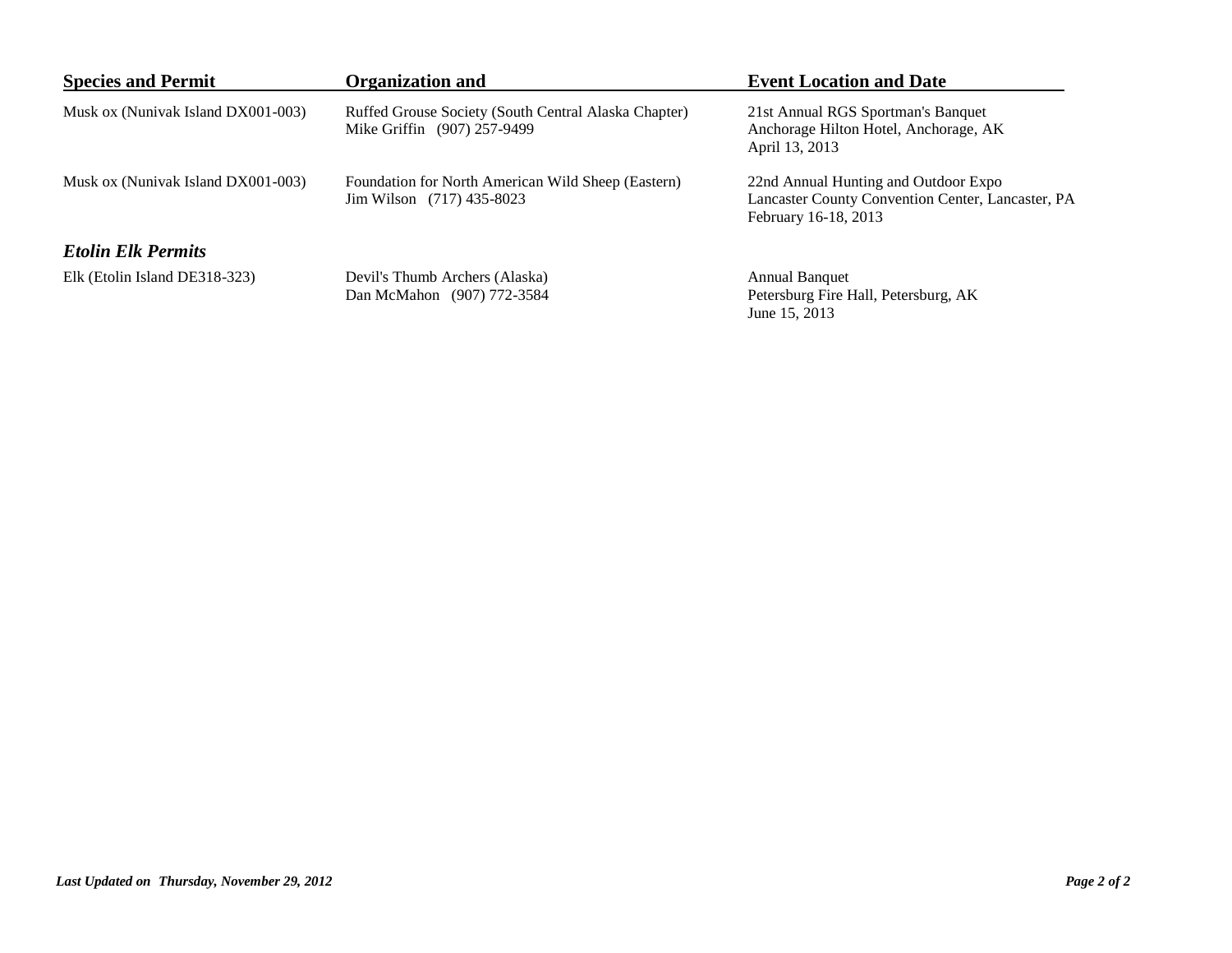| Species and Permit | Organization and | Event Location and Date |
| --- | --- | --- |
| Musk ox (Nunivak Island DX001-003) | Ruffed Grouse Society (South Central Alaska Chapter)<br>Mike Griffin (907) 257-9499 | 21st Annual RGS Sportman's Banquet<br>Anchorage Hilton Hotel, Anchorage, AK<br>April 13, 2013 |
| Musk ox (Nunivak Island DX001-003) | Foundation for North American Wild Sheep (Eastern)<br>Jim Wilson (717) 435-8023 | 22nd Annual Hunting and Outdoor Expo<br>Lancaster County Convention Center, Lancaster, PA<br>February 16-18, 2013 |

### *Etolin Elk Permits*

| Species and Permit | Organization and | Event Location and Date |
| --- | --- | --- |
| Elk (Etolin Island DE318-323) | Devil's Thumb Archers (Alaska)<br>Dan McMahon (907) 772-3584 | Annual Banquet<br>Petersburg Fire Hall, Petersburg, AK<br>June 15, 2013 |

*Last Updated on Thursday, November 29, 2012*